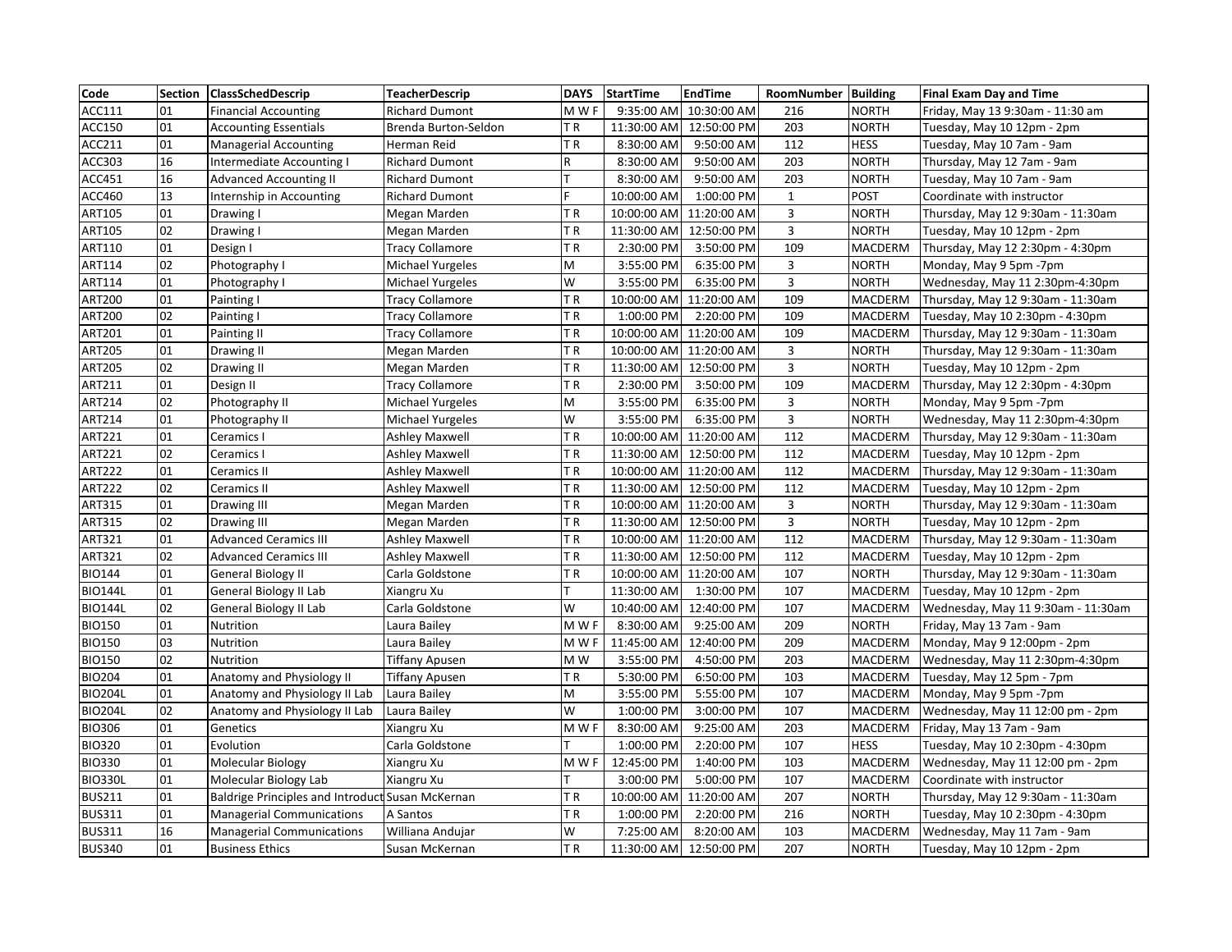| Code | Section | ClassSchedDescrip | TeacherDescrip | DAYS | StartTime | EndTime | RoomNumber | Building | Final Exam Day and Time |
|---|---|---|---|---|---|---|---|---|---|
| ACC111 | 01 | Financial Accounting | Richard Dumont | M W F | 9:35:00 AM | 10:30:00 AM | 216 | NORTH | Friday, May 13 9:30am - 11:30 am |
| ACC150 | 01 | Accounting Essentials | Brenda Burton-Seldon | T R | 11:30:00 AM | 12:50:00 PM | 203 | NORTH | Tuesday, May 10 12pm - 2pm |
| ACC211 | 01 | Managerial Accounting | Herman Reid | T R | 8:30:00 AM | 9:50:00 AM | 112 | HESS | Tuesday, May 10 7am - 9am |
| ACC303 | 16 | Intermediate Accounting I | Richard Dumont | R | 8:30:00 AM | 9:50:00 AM | 203 | NORTH | Thursday, May 12 7am - 9am |
| ACC451 | 16 | Advanced Accounting II | Richard Dumont | T | 8:30:00 AM | 9:50:00 AM | 203 | NORTH | Tuesday, May 10 7am - 9am |
| ACC460 | 13 | Internship in Accounting | Richard Dumont | F | 10:00:00 AM | 1:00:00 PM | 1 | POST | Coordinate with instructor |
| ART105 | 01 | Drawing I | Megan Marden | T R | 10:00:00 AM | 11:20:00 AM | 3 | NORTH | Thursday, May 12 9:30am - 11:30am |
| ART105 | 02 | Drawing I | Megan Marden | T R | 11:30:00 AM | 12:50:00 PM | 3 | NORTH | Tuesday, May 10 12pm - 2pm |
| ART110 | 01 | Design I | Tracy Collamore | T R | 2:30:00 PM | 3:50:00 PM | 109 | MACDERM | Thursday, May 12 2:30pm - 4:30pm |
| ART114 | 02 | Photography I | Michael Yurgeles | M | 3:55:00 PM | 6:35:00 PM | 3 | NORTH | Monday, May 9 5pm -7pm |
| ART114 | 01 | Photography I | Michael Yurgeles | W | 3:55:00 PM | 6:35:00 PM | 3 | NORTH | Wednesday, May 11 2:30pm-4:30pm |
| ART200 | 01 | Painting I | Tracy Collamore | T R | 10:00:00 AM | 11:20:00 AM | 109 | MACDERM | Thursday, May 12 9:30am - 11:30am |
| ART200 | 02 | Painting I | Tracy Collamore | T R | 1:00:00 PM | 2:20:00 PM | 109 | MACDERM | Tuesday, May 10 2:30pm - 4:30pm |
| ART201 | 01 | Painting II | Tracy Collamore | T R | 10:00:00 AM | 11:20:00 AM | 109 | MACDERM | Thursday, May 12 9:30am - 11:30am |
| ART205 | 01 | Drawing II | Megan Marden | T R | 10:00:00 AM | 11:20:00 AM | 3 | NORTH | Thursday, May 12 9:30am - 11:30am |
| ART205 | 02 | Drawing II | Megan Marden | T R | 11:30:00 AM | 12:50:00 PM | 3 | NORTH | Tuesday, May 10 12pm - 2pm |
| ART211 | 01 | Design II | Tracy Collamore | T R | 2:30:00 PM | 3:50:00 PM | 109 | MACDERM | Thursday, May 12 2:30pm - 4:30pm |
| ART214 | 02 | Photography II | Michael Yurgeles | M | 3:55:00 PM | 6:35:00 PM | 3 | NORTH | Monday, May 9 5pm -7pm |
| ART214 | 01 | Photography II | Michael Yurgeles | W | 3:55:00 PM | 6:35:00 PM | 3 | NORTH | Wednesday, May 11 2:30pm-4:30pm |
| ART221 | 01 | Ceramics I | Ashley Maxwell | T R | 10:00:00 AM | 11:20:00 AM | 112 | MACDERM | Thursday, May 12 9:30am - 11:30am |
| ART221 | 02 | Ceramics I | Ashley Maxwell | T R | 11:30:00 AM | 12:50:00 PM | 112 | MACDERM | Tuesday, May 10 12pm - 2pm |
| ART222 | 01 | Ceramics II | Ashley Maxwell | T R | 10:00:00 AM | 11:20:00 AM | 112 | MACDERM | Thursday, May 12 9:30am - 11:30am |
| ART222 | 02 | Ceramics II | Ashley Maxwell | T R | 11:30:00 AM | 12:50:00 PM | 112 | MACDERM | Tuesday, May 10 12pm - 2pm |
| ART315 | 01 | Drawing III | Megan Marden | T R | 10:00:00 AM | 11:20:00 AM | 3 | NORTH | Thursday, May 12 9:30am - 11:30am |
| ART315 | 02 | Drawing III | Megan Marden | T R | 11:30:00 AM | 12:50:00 PM | 3 | NORTH | Tuesday, May 10 12pm - 2pm |
| ART321 | 01 | Advanced Ceramics III | Ashley Maxwell | T R | 10:00:00 AM | 11:20:00 AM | 112 | MACDERM | Thursday, May 12 9:30am - 11:30am |
| ART321 | 02 | Advanced Ceramics III | Ashley Maxwell | T R | 11:30:00 AM | 12:50:00 PM | 112 | MACDERM | Tuesday, May 10 12pm - 2pm |
| BIO144 | 01 | General Biology II | Carla Goldstone | T R | 10:00:00 AM | 11:20:00 AM | 107 | NORTH | Thursday, May 12 9:30am - 11:30am |
| BIO144L | 01 | General Biology II Lab | Xiangru Xu | T | 11:30:00 AM | 1:30:00 PM | 107 | MACDERM | Tuesday, May 10 12pm - 2pm |
| BIO144L | 02 | General Biology II Lab | Carla Goldstone | W | 10:40:00 AM | 12:40:00 PM | 107 | MACDERM | Wednesday, May 11 9:30am - 11:30am |
| BIO150 | 01 | Nutrition | Laura Bailey | M W F | 8:30:00 AM | 9:25:00 AM | 209 | NORTH | Friday, May 13 7am - 9am |
| BIO150 | 03 | Nutrition | Laura Bailey | M W F | 11:45:00 AM | 12:40:00 PM | 209 | MACDERM | Monday, May 9 12:00pm - 2pm |
| BIO150 | 02 | Nutrition | Tiffany Apusen | M W | 3:55:00 PM | 4:50:00 PM | 203 | MACDERM | Wednesday, May 11 2:30pm-4:30pm |
| BIO204 | 01 | Anatomy and Physiology II | Tiffany Apusen | T R | 5:30:00 PM | 6:50:00 PM | 103 | MACDERM | Tuesday, May 12 5pm - 7pm |
| BIO204L | 01 | Anatomy and Physiology II Lab | Laura Bailey | M | 3:55:00 PM | 5:55:00 PM | 107 | MACDERM | Monday, May 9 5pm -7pm |
| BIO204L | 02 | Anatomy and Physiology II Lab | Laura Bailey | W | 1:00:00 PM | 3:00:00 PM | 107 | MACDERM | Wednesday, May 11 12:00 pm - 2pm |
| BIO306 | 01 | Genetics | Xiangru Xu | M W F | 8:30:00 AM | 9:25:00 AM | 203 | MACDERM | Friday, May 13 7am - 9am |
| BIO320 | 01 | Evolution | Carla Goldstone | T | 1:00:00 PM | 2:20:00 PM | 107 | HESS | Tuesday, May 10 2:30pm - 4:30pm |
| BIO330 | 01 | Molecular Biology | Xiangru Xu | M W F | 12:45:00 PM | 1:40:00 PM | 103 | MACDERM | Wednesday, May 11 12:00 pm - 2pm |
| BIO330L | 01 | Molecular Biology Lab | Xiangru Xu | T | 3:00:00 PM | 5:00:00 PM | 107 | MACDERM | Coordinate with instructor |
| BUS211 | 01 | Baldrige Principles and Introduct | Susan McKernan | T R | 10:00:00 AM | 11:20:00 AM | 207 | NORTH | Thursday, May 12 9:30am - 11:30am |
| BUS311 | 01 | Managerial Communications | A Santos | T R | 1:00:00 PM | 2:20:00 PM | 216 | NORTH | Tuesday, May 10 2:30pm - 4:30pm |
| BUS311 | 16 | Managerial Communications | Williana Andujar | W | 7:25:00 AM | 8:20:00 AM | 103 | MACDERM | Wednesday, May 11 7am - 9am |
| BUS340 | 01 | Business Ethics | Susan McKernan | T R | 11:30:00 AM | 12:50:00 PM | 207 | NORTH | Tuesday, May 10 12pm - 2pm |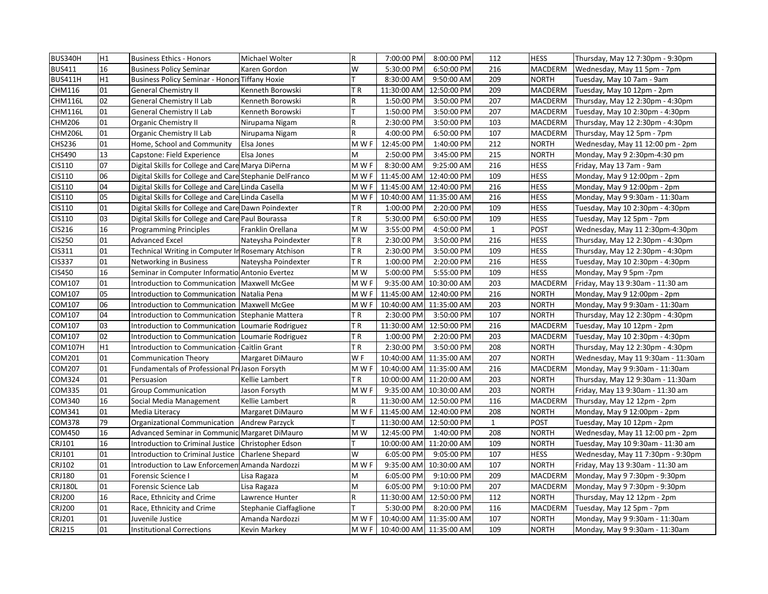| BUS340H | H1 | Business Ethics - Honors | Michael Wolter | R | 7:00:00 PM | 8:00:00 PM | 112 | HESS | Thursday, May 12 7:30pm - 9:30pm |
|---|---|---|---|---|---|---|---|---|---|
| BUS411 | 16 | Business Policy Seminar | Karen Gordon | W | 5:30:00 PM | 6:50:00 PM | 216 | MACDERM | Wednesday, May 11 5pm - 7pm |
| BUS411H | H1 | Business Policy Seminar - Honors | Tiffany Hoxie | T | 8:30:00 AM | 9:50:00 AM | 209 | NORTH | Tuesday, May 10 7am - 9am |
| CHM116 | 01 | General Chemistry II | Kenneth Borowski | T R | 11:30:00 AM | 12:50:00 PM | 209 | MACDERM | Tuesday, May 10 12pm - 2pm |
| CHM116L | 02 | General Chemistry II Lab | Kenneth Borowski | R | 1:50:00 PM | 3:50:00 PM | 207 | MACDERM | Thursday, May 12 2:30pm - 4:30pm |
| CHM116L | 01 | General Chemistry II Lab | Kenneth Borowski | T | 1:50:00 PM | 3:50:00 PM | 207 | MACDERM | Tuesday, May 10 2:30pm - 4:30pm |
| CHM206 | 01 | Organic Chemistry II | Nirupama Nigam | R | 2:30:00 PM | 3:50:00 PM | 103 | MACDERM | Thursday, May 12 2:30pm - 4:30pm |
| CHM206L | 01 | Organic Chemistry II Lab | Nirupama Nigam | R | 4:00:00 PM | 6:50:00 PM | 107 | MACDERM | Thursday, May 12 5pm - 7pm |
| CHS236 | 01 | Home, School and Community | Elsa Jones | M W F | 12:45:00 PM | 1:40:00 PM | 212 | NORTH | Wednesday, May 11 12:00 pm - 2pm |
| CHS490 | 13 | Capstone: Field Experience | Elsa Jones | M | 2:50:00 PM | 3:45:00 PM | 215 | NORTH | Monday, May 9 2:30pm-4:30 pm |
| CIS110 | 07 | Digital Skills for College and Care | Marya DiPerna | M W F | 8:30:00 AM | 9:25:00 AM | 216 | HESS | Friday, May 13 7am - 9am |
| CIS110 | 06 | Digital Skills for College and Care | Stephanie DelFranco | M W F | 11:45:00 AM | 12:40:00 PM | 109 | HESS | Monday, May 9 12:00pm - 2pm |
| CIS110 | 04 | Digital Skills for College and Care | Linda Casella | M W F | 11:45:00 AM | 12:40:00 PM | 216 | HESS | Monday, May 9 12:00pm - 2pm |
| CIS110 | 05 | Digital Skills for College and Care | Linda Casella | M W F | 10:40:00 AM | 11:35:00 AM | 216 | HESS | Monday, May 9 9:30am - 11:30am |
| CIS110 | 01 | Digital Skills for College and Care | Dawn Poindexter | T R | 1:00:00 PM | 2:20:00 PM | 109 | HESS | Tuesday, May 10 2:30pm - 4:30pm |
| CIS110 | 03 | Digital Skills for College and Care | Paul Bourassa | T R | 5:30:00 PM | 6:50:00 PM | 109 | HESS | Tuesday, May 12 5pm - 7pm |
| CIS216 | 16 | Programming Principles | Franklin Orellana | M W | 3:55:00 PM | 4:50:00 PM | 1 | POST | Wednesday, May 11 2:30pm-4:30pm |
| CIS250 | 01 | Advanced Excel | Nateysha Poindexter | T R | 2:30:00 PM | 3:50:00 PM | 216 | HESS | Thursday, May 12 2:30pm - 4:30pm |
| CIS311 | 01 | Technical Writing in Computer In | Rosemary Atchison | T R | 2:30:00 PM | 3:50:00 PM | 109 | HESS | Thursday, May 12 2:30pm - 4:30pm |
| CIS337 | 01 | Networking in Business | Nateysha Poindexter | T R | 1:00:00 PM | 2:20:00 PM | 216 | HESS | Tuesday, May 10 2:30pm - 4:30pm |
| CIS450 | 16 | Seminar in Computer Informatio | Antonio Evertez | M W | 5:00:00 PM | 5:55:00 PM | 109 | HESS | Monday, May 9 5pm -7pm |
| COM107 | 01 | Introduction to Communication | Maxwell McGee | M W F | 9:35:00 AM | 10:30:00 AM | 203 | MACDERM | Friday, May 13 9:30am - 11:30 am |
| COM107 | 05 | Introduction to Communication | Natalia Pena | M W F | 11:45:00 AM | 12:40:00 PM | 216 | NORTH | Monday, May 9 12:00pm - 2pm |
| COM107 | 06 | Introduction to Communication | Maxwell McGee | M W F | 10:40:00 AM | 11:35:00 AM | 203 | NORTH | Monday, May 9 9:30am - 11:30am |
| COM107 | 04 | Introduction to Communication | Stephanie Mattera | T R | 2:30:00 PM | 3:50:00 PM | 107 | NORTH | Thursday, May 12 2:30pm - 4:30pm |
| COM107 | 03 | Introduction to Communication | Loumarie Rodriguez | T R | 11:30:00 AM | 12:50:00 PM | 216 | MACDERM | Tuesday, May 10 12pm - 2pm |
| COM107 | 02 | Introduction to Communication | Loumarie Rodriguez | T R | 1:00:00 PM | 2:20:00 PM | 203 | MACDERM | Tuesday, May 10 2:30pm - 4:30pm |
| COM107H | H1 | Introduction to Communication - | Caitlin Grant | T R | 2:30:00 PM | 3:50:00 PM | 208 | NORTH | Thursday, May 12 2:30pm - 4:30pm |
| COM201 | 01 | Communication Theory | Margaret DiMauro | W F | 10:40:00 AM | 11:35:00 AM | 207 | NORTH | Wednesday, May 11 9:30am - 11:30am |
| COM207 | 01 | Fundamentals of Professional Pr | Jason Forsyth | M W F | 10:40:00 AM | 11:35:00 AM | 216 | MACDERM | Monday, May 9 9:30am - 11:30am |
| COM324 | 01 | Persuasion | Kellie Lambert | T R | 10:00:00 AM | 11:20:00 AM | 203 | NORTH | Thursday, May 12 9:30am - 11:30am |
| COM335 | 01 | Group Communication | Jason Forsyth | M W F | 9:35:00 AM | 10:30:00 AM | 203 | NORTH | Friday, May 13 9:30am - 11:30 am |
| COM340 | 16 | Social Media Management | Kellie Lambert | R | 11:30:00 AM | 12:50:00 PM | 116 | MACDERM | Thursday, May 12 12pm - 2pm |
| COM341 | 01 | Media Literacy | Margaret DiMauro | M W F | 11:45:00 AM | 12:40:00 PM | 208 | NORTH | Monday, May 9 12:00pm - 2pm |
| COM378 | 79 | Organizational Communication | Andrew Parzyck | T | 11:30:00 AM | 12:50:00 PM | 1 | POST | Tuesday, May 10 12pm - 2pm |
| COM450 | 16 | Advanced Seminar in Communic | Margaret DiMauro | M W | 12:45:00 PM | 1:40:00 PM | 208 | NORTH | Wednesday, May 11 12:00 pm - 2pm |
| CRJ101 | 16 | Introduction to Criminal Justice | Christopher Edson | T | 10:00:00 AM | 11:20:00 AM | 109 | NORTH | Tuesday, May 10 9:30am - 11:30 am |
| CRJ101 | 01 | Introduction to Criminal Justice | Charlene Shepard | W | 6:05:00 PM | 9:05:00 PM | 107 | HESS | Wednesday, May 11 7:30pm - 9:30pm |
| CRJ102 | 01 | Introduction to Law Enforcemen | Amanda Nardozzi | M W F | 9:35:00 AM | 10:30:00 AM | 107 | NORTH | Friday, May 13 9:30am - 11:30 am |
| CRJ180 | 01 | Forensic Science I | Lisa Ragaza | M | 6:05:00 PM | 9:10:00 PM | 209 | MACDERM | Monday, May 9 7:30pm - 9:30pm |
| CRJ180L | 01 | Forensic Science Lab | Lisa Ragaza | M | 6:05:00 PM | 9:10:00 PM | 207 | MACDERM | Monday, May 9 7:30pm - 9:30pm |
| CRJ200 | 16 | Race, Ethnicity and Crime | Lawrence Hunter | R | 11:30:00 AM | 12:50:00 PM | 112 | NORTH | Thursday, May 12 12pm - 2pm |
| CRJ200 | 01 | Race, Ethnicity and Crime | Stephanie Ciaffaglione | T | 5:30:00 PM | 8:20:00 PM | 116 | MACDERM | Tuesday, May 12 5pm - 7pm |
| CRJ201 | 01 | Juvenile Justice | Amanda Nardozzi | M W F | 10:40:00 AM | 11:35:00 AM | 107 | NORTH | Monday, May 9 9:30am - 11:30am |
| CRJ215 | 01 | Institutional Corrections | Kevin Markey | M W F | 10:40:00 AM | 11:35:00 AM | 109 | NORTH | Monday, May 9 9:30am - 11:30am |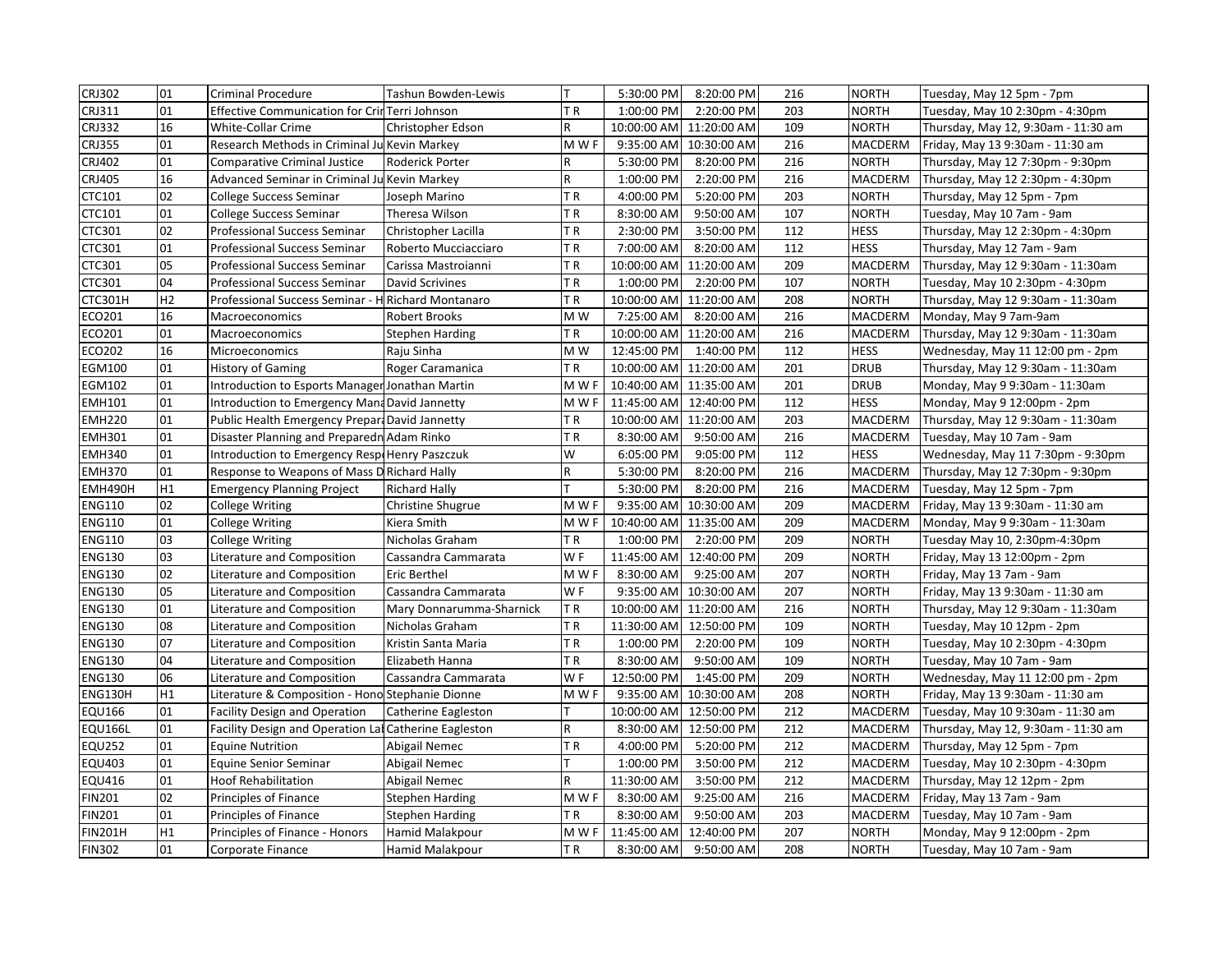| | | | | | | | | | |
|---|---|---|---|---|---|---|---|---|---|
| CRJ302 | 01 | Criminal Procedure | Tashun Bowden-Lewis | T | 5:30:00 PM | 8:20:00 PM | 216 | NORTH | Tuesday, May 12 5pm - 7pm |
| CRJ311 | 01 | Effective Communication for Crir | Terri Johnson | T R | 1:00:00 PM | 2:20:00 PM | 203 | NORTH | Tuesday, May 10 2:30pm - 4:30pm |
| CRJ332 | 16 | White-Collar Crime | Christopher Edson | R | 10:00:00 AM | 11:20:00 AM | 109 | NORTH | Thursday, May 12, 9:30am - 11:30 am |
| CRJ355 | 01 | Research Methods in Criminal Ju | Kevin Markey | M W F | 9:35:00 AM | 10:30:00 AM | 216 | MACDERM | Friday, May 13 9:30am - 11:30 am |
| CRJ402 | 01 | Comparative Criminal Justice | Roderick Porter | R | 5:30:00 PM | 8:20:00 PM | 216 | NORTH | Thursday, May 12 7:30pm - 9:30pm |
| CRJ405 | 16 | Advanced Seminar in Criminal Ju | Kevin Markey | R | 1:00:00 PM | 2:20:00 PM | 216 | MACDERM | Thursday, May 12 2:30pm - 4:30pm |
| CTC101 | 02 | College Success Seminar | Joseph Marino | T R | 4:00:00 PM | 5:20:00 PM | 203 | NORTH | Thursday, May 12 5pm - 7pm |
| CTC101 | 01 | College Success Seminar | Theresa Wilson | T R | 8:30:00 AM | 9:50:00 AM | 107 | NORTH | Tuesday, May 10 7am - 9am |
| CTC301 | 02 | Professional Success Seminar | Christopher Lacilla | T R | 2:30:00 PM | 3:50:00 PM | 112 | HESS | Thursday, May 12 2:30pm - 4:30pm |
| CTC301 | 01 | Professional Success Seminar | Roberto Mucciacciaro | T R | 7:00:00 AM | 8:20:00 AM | 112 | HESS | Thursday, May 12 7am - 9am |
| CTC301 | 05 | Professional Success Seminar | Carissa Mastroianni | T R | 10:00:00 AM | 11:20:00 AM | 209 | MACDERM | Thursday, May 12 9:30am - 11:30am |
| CTC301 | 04 | Professional Success Seminar | David Scrivines | T R | 1:00:00 PM | 2:20:00 PM | 107 | NORTH | Tuesday, May 10 2:30pm - 4:30pm |
| CTC301H | H2 | Professional Success Seminar - H | Richard Montanaro | T R | 10:00:00 AM | 11:20:00 AM | 208 | NORTH | Thursday, May 12 9:30am - 11:30am |
| ECO201 | 16 | Macroeconomics | Robert Brooks | M W | 7:25:00 AM | 8:20:00 AM | 216 | MACDERM | Monday, May 9 7am-9am |
| ECO201 | 01 | Macroeconomics | Stephen Harding | T R | 10:00:00 AM | 11:20:00 AM | 216 | MACDERM | Thursday, May 12 9:30am - 11:30am |
| ECO202 | 16 | Microeconomics | Raju Sinha | M W | 12:45:00 PM | 1:40:00 PM | 112 | HESS | Wednesday, May 11 12:00 pm - 2pm |
| EGM100 | 01 | History of Gaming | Roger Caramanica | T R | 10:00:00 AM | 11:20:00 AM | 201 | DRUB | Thursday, May 12 9:30am - 11:30am |
| EGM102 | 01 | Introduction to Esports Manager | Jonathan Martin | M W F | 10:40:00 AM | 11:35:00 AM | 201 | DRUB | Monday, May 9 9:30am - 11:30am |
| EMH101 | 01 | Introduction to Emergency Mana | David Jannetty | M W F | 11:45:00 AM | 12:40:00 PM | 112 | HESS | Monday, May 9 12:00pm - 2pm |
| EMH220 | 01 | Public Health Emergency Prepara | David Jannetty | T R | 10:00:00 AM | 11:20:00 AM | 203 | MACDERM | Thursday, May 12 9:30am - 11:30am |
| EMH301 | 01 | Disaster Planning and Preparedn | Adam Rinko | T R | 8:30:00 AM | 9:50:00 AM | 216 | MACDERM | Tuesday, May 10 7am - 9am |
| EMH340 | 01 | Introduction to Emergency Resp | Henry Paszczuk | W | 6:05:00 PM | 9:05:00 PM | 112 | HESS | Wednesday, May 11 7:30pm - 9:30pm |
| EMH370 | 01 | Response to Weapons of Mass D | Richard Hally | R | 5:30:00 PM | 8:20:00 PM | 216 | MACDERM | Thursday, May 12 7:30pm - 9:30pm |
| EMH490H | H1 | Emergency Planning Project | Richard Hally | T | 5:30:00 PM | 8:20:00 PM | 216 | MACDERM | Tuesday, May 12 5pm - 7pm |
| ENG110 | 02 | College Writing | Christine Shugrue | M W F | 9:35:00 AM | 10:30:00 AM | 209 | MACDERM | Friday, May 13 9:30am - 11:30 am |
| ENG110 | 01 | College Writing | Kiera Smith | M W F | 10:40:00 AM | 11:35:00 AM | 209 | MACDERM | Monday, May 9 9:30am - 11:30am |
| ENG110 | 03 | College Writing | Nicholas Graham | T R | 1:00:00 PM | 2:20:00 PM | 209 | NORTH | Tuesday May 10, 2:30pm-4:30pm |
| ENG130 | 03 | Literature and Composition | Cassandra Cammarata | W F | 11:45:00 AM | 12:40:00 PM | 209 | NORTH | Friday, May 13 12:00pm - 2pm |
| ENG130 | 02 | Literature and Composition | Eric Berthel | M W F | 8:30:00 AM | 9:25:00 AM | 207 | NORTH | Friday, May 13 7am - 9am |
| ENG130 | 05 | Literature and Composition | Cassandra Cammarata | W F | 9:35:00 AM | 10:30:00 AM | 207 | NORTH | Friday, May 13 9:30am - 11:30 am |
| ENG130 | 01 | Literature and Composition | Mary Donnarumma-Sharnick | T R | 10:00:00 AM | 11:20:00 AM | 216 | NORTH | Thursday, May 12 9:30am - 11:30am |
| ENG130 | 08 | Literature and Composition | Nicholas Graham | T R | 11:30:00 AM | 12:50:00 PM | 109 | NORTH | Tuesday, May 10 12pm - 2pm |
| ENG130 | 07 | Literature and Composition | Kristin Santa Maria | T R | 1:00:00 PM | 2:20:00 PM | 109 | NORTH | Tuesday, May 10 2:30pm - 4:30pm |
| ENG130 | 04 | Literature and Composition | Elizabeth Hanna | T R | 8:30:00 AM | 9:50:00 AM | 109 | NORTH | Tuesday, May 10 7am - 9am |
| ENG130 | 06 | Literature and Composition | Cassandra Cammarata | W F | 12:50:00 PM | 1:45:00 PM | 209 | NORTH | Wednesday, May 11 12:00 pm - 2pm |
| ENG130H | H1 | Literature & Composition - Hono | Stephanie Dionne | M W F | 9:35:00 AM | 10:30:00 AM | 208 | NORTH | Friday, May 13 9:30am - 11:30 am |
| EQU166 | 01 | Facility Design and Operation | Catherine Eagleston | T | 10:00:00 AM | 12:50:00 PM | 212 | MACDERM | Tuesday, May 10 9:30am - 11:30 am |
| EQU166L | 01 | Facility Design and Operation Lal | Catherine Eagleston | R | 8:30:00 AM | 12:50:00 PM | 212 | MACDERM | Thursday, May 12, 9:30am - 11:30 am |
| EQU252 | 01 | Equine Nutrition | Abigail Nemec | T R | 4:00:00 PM | 5:20:00 PM | 212 | MACDERM | Thursday, May 12 5pm - 7pm |
| EQU403 | 01 | Equine Senior Seminar | Abigail Nemec | T | 1:00:00 PM | 3:50:00 PM | 212 | MACDERM | Tuesday, May 10 2:30pm - 4:30pm |
| EQU416 | 01 | Hoof Rehabilitation | Abigail Nemec | R | 11:30:00 AM | 3:50:00 PM | 212 | MACDERM | Thursday, May 12 12pm - 2pm |
| FIN201 | 02 | Principles of Finance | Stephen Harding | M W F | 8:30:00 AM | 9:25:00 AM | 216 | MACDERM | Friday, May 13 7am - 9am |
| FIN201 | 01 | Principles of Finance | Stephen Harding | T R | 8:30:00 AM | 9:50:00 AM | 203 | MACDERM | Tuesday, May 10 7am - 9am |
| FIN201H | H1 | Principles of Finance - Honors | Hamid Malakpour | M W F | 11:45:00 AM | 12:40:00 PM | 207 | NORTH | Monday, May 9 12:00pm - 2pm |
| FIN302 | 01 | Corporate Finance | Hamid Malakpour | T R | 8:30:00 AM | 9:50:00 AM | 208 | NORTH | Tuesday, May 10 7am - 9am |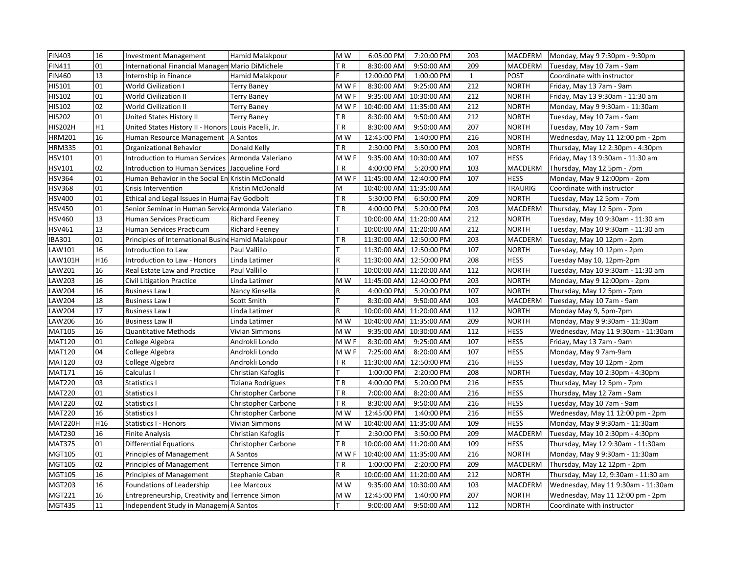| FIN403 | 16 | Investment Management | Hamid Malakpour | M W | 6:05:00 PM | 7:20:00 PM | 203 | MACDERM | Monday, May 9 7:30pm - 9:30pm |
|---|---|---|---|---|---|---|---|---|---|
| FIN411 | 01 | International Financial Managem | Mario DiMichele | T R | 8:30:00 AM | 9:50:00 AM | 209 | MACDERM | Tuesday, May 10 7am - 9am |
| FIN460 | 13 | Internship in Finance | Hamid Malakpour | F | 12:00:00 PM | 1:00:00 PM | 1 | POST | Coordinate with instructor |
| HIS101 | 01 | World Civilization I | Terry Baney | M W F | 8:30:00 AM | 9:25:00 AM | 212 | NORTH | Friday, May 13 7am - 9am |
| HIS102 | 01 | World Civilization II | Terry Baney | M W F | 9:35:00 AM | 10:30:00 AM | 212 | NORTH | Friday, May 13 9:30am - 11:30 am |
| HIS102 | 02 | World Civilization II | Terry Baney | M W F | 10:40:00 AM | 11:35:00 AM | 212 | NORTH | Monday, May 9 9:30am - 11:30am |
| HIS202 | 01 | United States History II | Terry Baney | T R | 8:30:00 AM | 9:50:00 AM | 212 | NORTH | Tuesday, May 10 7am - 9am |
| HIS202H | H1 | United States History II - Honors | Louis Pacelli, Jr. | T R | 8:30:00 AM | 9:50:00 AM | 207 | NORTH | Tuesday, May 10 7am - 9am |
| HRM201 | 16 | Human Resource Management | A Santos | M W | 12:45:00 PM | 1:40:00 PM | 216 | NORTH | Wednesday, May 11 12:00 pm - 2pm |
| HRM335 | 01 | Organizational Behavior | Donald Kelly | T R | 2:30:00 PM | 3:50:00 PM | 203 | NORTH | Thursday, May 12 2:30pm - 4:30pm |
| HSV101 | 01 | Introduction to Human Services | Armonda Valeriano | M W F | 9:35:00 AM | 10:30:00 AM | 107 | HESS | Friday, May 13 9:30am - 11:30 am |
| HSV101 | 02 | Introduction to Human Services | Jacqueline Ford | T R | 4:00:00 PM | 5:20:00 PM | 103 | MACDERM | Thursday, May 12 5pm - 7pm |
| HSV364 | 01 | Human Behavior in the Social En | Kristin McDonald | M W F | 11:45:00 AM | 12:40:00 PM | 107 | HESS | Monday, May 9 12:00pm - 2pm |
| HSV368 | 01 | Crisis Intervention | Kristin McDonald | M | 10:40:00 AM | 11:35:00 AM | | TRAURIG | Coordinate with instructor |
| HSV400 | 01 | Ethical and Legal Issues in Huma | Fay Godbolt | T R | 5:30:00 PM | 6:50:00 PM | 209 | NORTH | Tuesday, May 12 5pm - 7pm |
| HSV450 | 01 | Senior Seminar in Human Service | Armonda Valeriano | T R | 4:00:00 PM | 5:20:00 PM | 203 | MACDERM | Thursday, May 12 5pm - 7pm |
| HSV460 | 13 | Human Services Practicum | Richard Feeney | T | 10:00:00 AM | 11:20:00 AM | 212 | NORTH | Tuesday, May 10 9:30am - 11:30 am |
| HSV461 | 13 | Human Services Practicum | Richard Feeney | T | 10:00:00 AM | 11:20:00 AM | 212 | NORTH | Tuesday, May 10 9:30am - 11:30 am |
| IBA301 | 01 | Principles of International Busine | Hamid Malakpour | T R | 11:30:00 AM | 12:50:00 PM | 203 | MACDERM | Tuesday, May 10 12pm - 2pm |
| LAW101 | 16 | Introduction to Law | Paul Vallillo | T | 11:30:00 AM | 12:50:00 PM | 107 | NORTH | Tuesday, May 10 12pm - 2pm |
| LAW101H | H16 | Introduction to Law - Honors | Linda Latimer | R | 11:30:00 AM | 12:50:00 PM | 208 | HESS | Tuesday May 10, 12pm-2pm |
| LAW201 | 16 | Real Estate Law and Practice | Paul Vallillo | T | 10:00:00 AM | 11:20:00 AM | 112 | NORTH | Tuesday, May 10 9:30am - 11:30 am |
| LAW203 | 16 | Civil Litigation Practice | Linda Latimer | M W | 11:45:00 AM | 12:40:00 PM | 203 | NORTH | Monday, May 9 12:00pm - 2pm |
| LAW204 | 16 | Business Law I | Nancy Kinsella | R | 4:00:00 PM | 5:20:00 PM | 107 | NORTH | Thursday, May 12 5pm - 7pm |
| LAW204 | 18 | Business Law I | Scott Smith | T | 8:30:00 AM | 9:50:00 AM | 103 | MACDERM | Tuesday, May 10 7am - 9am |
| LAW204 | 17 | Business Law I | Linda Latimer | R | 10:00:00 AM | 11:20:00 AM | 112 | NORTH | Monday May 9, 5pm-7pm |
| LAW206 | 16 | Business Law II | Linda Latimer | M W | 10:40:00 AM | 11:35:00 AM | 209 | NORTH | Monday, May 9 9:30am - 11:30am |
| MAT105 | 16 | Quantitative Methods | Vivian Simmons | M W | 9:35:00 AM | 10:30:00 AM | 112 | HESS | Wednesday, May 11 9:30am - 11:30am |
| MAT120 | 01 | College Algebra | Androkli Londo | M W F | 8:30:00 AM | 9:25:00 AM | 107 | HESS | Friday, May 13 7am - 9am |
| MAT120 | 04 | College Algebra | Androkli Londo | M W F | 7:25:00 AM | 8:20:00 AM | 107 | HESS | Monday, May 9 7am-9am |
| MAT120 | 03 | College Algebra | Androkli Londo | T R | 11:30:00 AM | 12:50:00 PM | 216 | HESS | Tuesday, May 10 12pm - 2pm |
| MAT171 | 16 | Calculus I | Christian Kafoglis | T | 1:00:00 PM | 2:20:00 PM | 208 | NORTH | Tuesday, May 10 2:30pm - 4:30pm |
| MAT220 | 03 | Statistics I | Tiziana Rodrigues | T R | 4:00:00 PM | 5:20:00 PM | 216 | HESS | Thursday, May 12 5pm - 7pm |
| MAT220 | 01 | Statistics I | Christopher Carbone | T R | 7:00:00 AM | 8:20:00 AM | 216 | HESS | Thursday, May 12 7am - 9am |
| MAT220 | 02 | Statistics I | Christopher Carbone | T R | 8:30:00 AM | 9:50:00 AM | 216 | HESS | Tuesday, May 10 7am - 9am |
| MAT220 | 16 | Statistics I | Christopher Carbone | M W | 12:45:00 PM | 1:40:00 PM | 216 | HESS | Wednesday, May 11 12:00 pm - 2pm |
| MAT220H | H16 | Statistics I - Honors | Vivian Simmons | M W | 10:40:00 AM | 11:35:00 AM | 109 | HESS | Monday, May 9 9:30am - 11:30am |
| MAT230 | 16 | Finite Analysis | Christian Kafoglis | T | 2:30:00 PM | 3:50:00 PM | 209 | MACDERM | Tuesday, May 10 2:30pm - 4:30pm |
| MAT375 | 01 | Differential Equations | Christopher Carbone | T R | 10:00:00 AM | 11:20:00 AM | 109 | HESS | Thursday, May 12 9:30am - 11:30am |
| MGT105 | 01 | Principles of Management | A Santos | M W F | 10:40:00 AM | 11:35:00 AM | 216 | NORTH | Monday, May 9 9:30am - 11:30am |
| MGT105 | 02 | Principles of Management | Terrence Simon | T R | 1:00:00 PM | 2:20:00 PM | 209 | MACDERM | Thursday, May 12 12pm - 2pm |
| MGT105 | 16 | Principles of Management | Stephanie Caban | R | 10:00:00 AM | 11:20:00 AM | 212 | NORTH | Thursday, May 12, 9:30am - 11:30 am |
| MGT203 | 16 | Foundations of Leadership | Lee Marcoux | M W | 9:35:00 AM | 10:30:00 AM | 103 | MACDERM | Wednesday, May 11 9:30am - 11:30am |
| MGT221 | 16 | Entrepreneurship, Creativity and | Terrence Simon | M W | 12:45:00 PM | 1:40:00 PM | 207 | NORTH | Wednesday, May 11 12:00 pm - 2pm |
| MGT435 | 11 | Independent Study in Managem | A Santos | T | 9:00:00 AM | 9:50:00 AM | 112 | NORTH | Coordinate with instructor |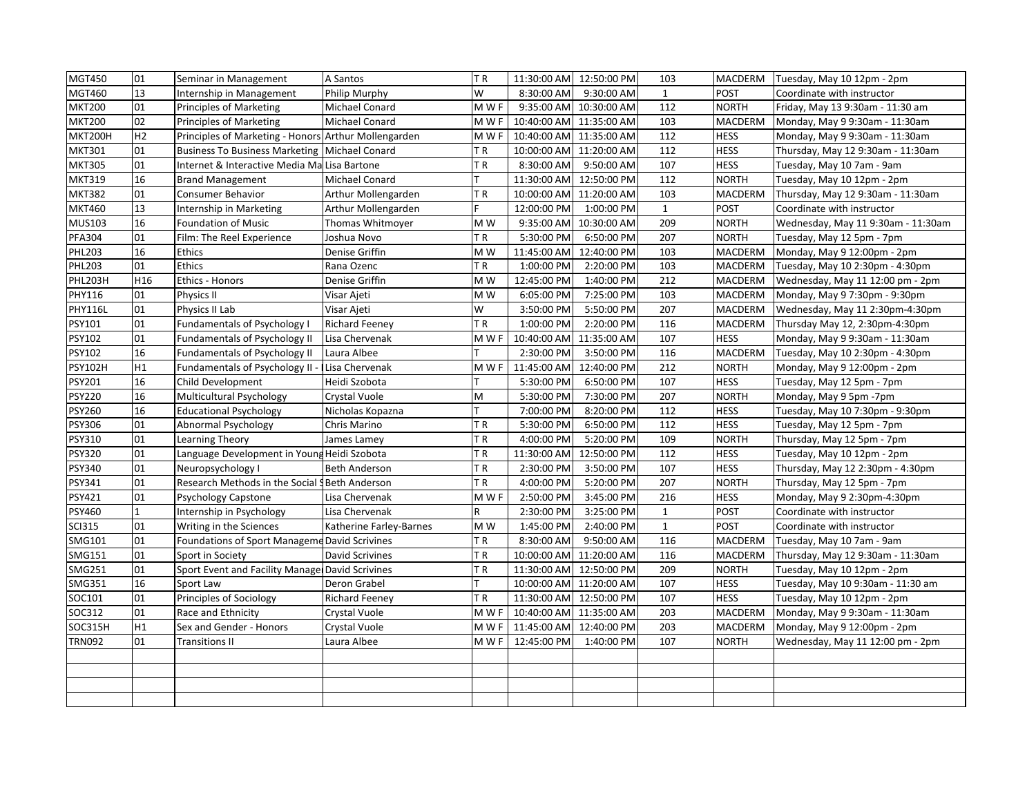| | | | | | | | | | |
|---|---|---|---|---|---|---|---|---|---|
| MGT450 | 01 | Seminar in Management | A Santos | T R | 11:30:00 AM | 12:50:00 PM | 103 | MACDERM | Tuesday, May 10 12pm - 2pm |
| MGT460 | 13 | Internship in Management | Philip Murphy | W | 8:30:00 AM | 9:30:00 AM | 1 | POST | Coordinate with instructor |
| MKT200 | 01 | Principles of Marketing | Michael Conard | M W F | 9:35:00 AM | 10:30:00 AM | 112 | NORTH | Friday, May 13 9:30am - 11:30 am |
| MKT200 | 02 | Principles of Marketing | Michael Conard | M W F | 10:40:00 AM | 11:35:00 AM | 103 | MACDERM | Monday, May 9 9:30am - 11:30am |
| MKT200H | H2 | Principles of Marketing - Honors | Arthur Mollengarden | M W F | 10:40:00 AM | 11:35:00 AM | 112 | HESS | Monday, May 9 9:30am - 11:30am |
| MKT301 | 01 | Business To Business Marketing | Michael Conard | T R | 10:00:00 AM | 11:20:00 AM | 112 | HESS | Thursday, May 12 9:30am - 11:30am |
| MKT305 | 01 | Internet & Interactive Media Ma | Lisa Bartone | T R | 8:30:00 AM | 9:50:00 AM | 107 | HESS | Tuesday, May 10 7am - 9am |
| MKT319 | 16 | Brand Management | Michael Conard | T | 11:30:00 AM | 12:50:00 PM | 112 | NORTH | Tuesday, May 10 12pm - 2pm |
| MKT382 | 01 | Consumer Behavior | Arthur Mollengarden | T R | 10:00:00 AM | 11:20:00 AM | 103 | MACDERM | Thursday, May 12 9:30am - 11:30am |
| MKT460 | 13 | Internship in Marketing | Arthur Mollengarden | F | 12:00:00 PM | 1:00:00 PM | 1 | POST | Coordinate with instructor |
| MUS103 | 16 | Foundation of Music | Thomas Whitmoyer | M W | 9:35:00 AM | 10:30:00 AM | 209 | NORTH | Wednesday, May 11 9:30am - 11:30am |
| PFA304 | 01 | Film: The Reel Experience | Joshua Novo | T R | 5:30:00 PM | 6:50:00 PM | 207 | NORTH | Tuesday, May 12 5pm - 7pm |
| PHL203 | 16 | Ethics | Denise Griffin | M W | 11:45:00 AM | 12:40:00 PM | 103 | MACDERM | Monday, May 9 12:00pm - 2pm |
| PHL203 | 01 | Ethics | Rana Ozenc | T R | 1:00:00 PM | 2:20:00 PM | 103 | MACDERM | Tuesday, May 10 2:30pm - 4:30pm |
| PHL203H | H16 | Ethics - Honors | Denise Griffin | M W | 12:45:00 PM | 1:40:00 PM | 212 | MACDERM | Wednesday, May 11 12:00 pm - 2pm |
| PHY116 | 01 | Physics II | Visar Ajeti | M W | 6:05:00 PM | 7:25:00 PM | 103 | MACDERM | Monday, May 9 7:30pm - 9:30pm |
| PHY116L | 01 | Physics II Lab | Visar Ajeti | W | 3:50:00 PM | 5:50:00 PM | 207 | MACDERM | Wednesday, May 11 2:30pm-4:30pm |
| PSY101 | 01 | Fundamentals of Psychology I | Richard Feeney | T R | 1:00:00 PM | 2:20:00 PM | 116 | MACDERM | Thursday May 12, 2:30pm-4:30pm |
| PSY102 | 01 | Fundamentals of Psychology II | Lisa Chervenak | M W F | 10:40:00 AM | 11:35:00 AM | 107 | HESS | Monday, May 9 9:30am - 11:30am |
| PSY102 | 16 | Fundamentals of Psychology II | Laura Albee | T | 2:30:00 PM | 3:50:00 PM | 116 | MACDERM | Tuesday, May 10 2:30pm - 4:30pm |
| PSY102H | H1 | Fundamentals of Psychology II - | Lisa Chervenak | M W F | 11:45:00 AM | 12:40:00 PM | 212 | NORTH | Monday, May 9 12:00pm - 2pm |
| PSY201 | 16 | Child Development | Heidi Szobota | T | 5:30:00 PM | 6:50:00 PM | 107 | HESS | Tuesday, May 12 5pm - 7pm |
| PSY220 | 16 | Multicultural Psychology | Crystal Vuole | M | 5:30:00 PM | 7:30:00 PM | 207 | NORTH | Monday, May 9 5pm -7pm |
| PSY260 | 16 | Educational Psychology | Nicholas Kopazna | T | 7:00:00 PM | 8:20:00 PM | 112 | HESS | Tuesday, May 10 7:30pm - 9:30pm |
| PSY306 | 01 | Abnormal Psychology | Chris Marino | T R | 5:30:00 PM | 6:50:00 PM | 112 | HESS | Tuesday, May 12 5pm - 7pm |
| PSY310 | 01 | Learning Theory | James Lamey | T R | 4:00:00 PM | 5:20:00 PM | 109 | NORTH | Thursday, May 12 5pm - 7pm |
| PSY320 | 01 | Language Development in Young | Heidi Szobota | T R | 11:30:00 AM | 12:50:00 PM | 112 | HESS | Tuesday, May 10 12pm - 2pm |
| PSY340 | 01 | Neuropsychology I | Beth Anderson | T R | 2:30:00 PM | 3:50:00 PM | 107 | HESS | Thursday, May 12 2:30pm - 4:30pm |
| PSY341 | 01 | Research Methods in the Social S | Beth Anderson | T R | 4:00:00 PM | 5:20:00 PM | 207 | NORTH | Thursday, May 12 5pm - 7pm |
| PSY421 | 01 | Psychology Capstone | Lisa Chervenak | M W F | 2:50:00 PM | 3:45:00 PM | 216 | HESS | Monday, May 9 2:30pm-4:30pm |
| PSY460 | 1 | Internship in Psychology | Lisa Chervenak | R | 2:30:00 PM | 3:25:00 PM | 1 | POST | Coordinate with instructor |
| SCI315 | 01 | Writing in the Sciences | Katherine Farley-Barnes | M W | 1:45:00 PM | 2:40:00 PM | 1 | POST | Coordinate with instructor |
| SMG101 | 01 | Foundations of Sport Manageme | David Scrivines | T R | 8:30:00 AM | 9:50:00 AM | 116 | MACDERM | Tuesday, May 10 7am - 9am |
| SMG151 | 01 | Sport in Society | David Scrivines | T R | 10:00:00 AM | 11:20:00 AM | 116 | MACDERM | Thursday, May 12 9:30am - 11:30am |
| SMG251 | 01 | Sport Event and Facility Manage | David Scrivines | T R | 11:30:00 AM | 12:50:00 PM | 209 | NORTH | Tuesday, May 10 12pm - 2pm |
| SMG351 | 16 | Sport Law | Deron Grabel | T | 10:00:00 AM | 11:20:00 AM | 107 | HESS | Tuesday, May 10 9:30am - 11:30 am |
| SOC101 | 01 | Principles of Sociology | Richard Feeney | T R | 11:30:00 AM | 12:50:00 PM | 107 | HESS | Tuesday, May 10 12pm - 2pm |
| SOC312 | 01 | Race and Ethnicity | Crystal Vuole | M W F | 10:40:00 AM | 11:35:00 AM | 203 | MACDERM | Monday, May 9 9:30am - 11:30am |
| SOC315H | H1 | Sex and Gender - Honors | Crystal Vuole | M W F | 11:45:00 AM | 12:40:00 PM | 203 | MACDERM | Monday, May 9 12:00pm - 2pm |
| TRN092 | 01 | Transitions II | Laura Albee | M W F | 12:45:00 PM | 1:40:00 PM | 107 | NORTH | Wednesday, May 11 12:00 pm - 2pm |